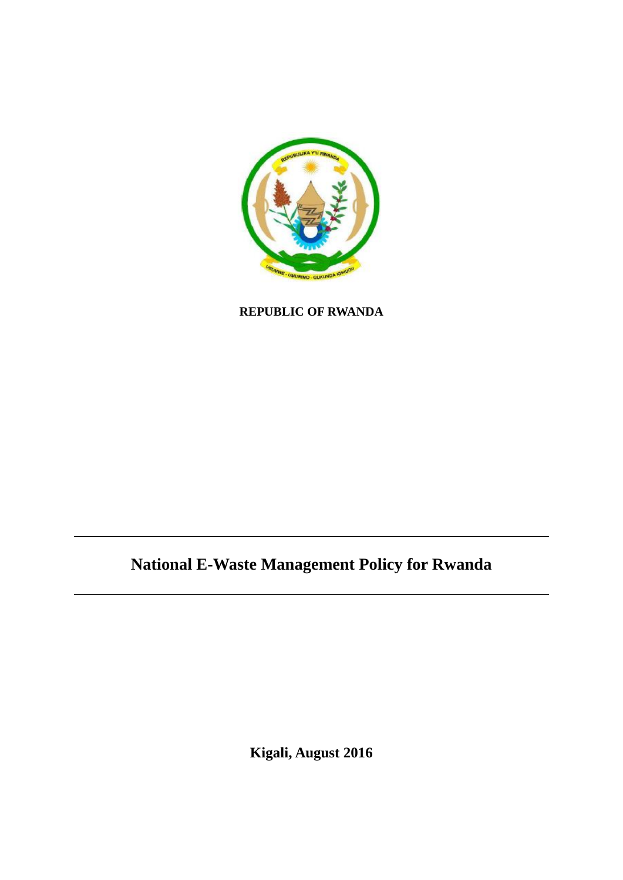**REPUBLIC OF RWANDA**

# National E-Waste Management Policy for Rwanda

**Kigali, August 2016**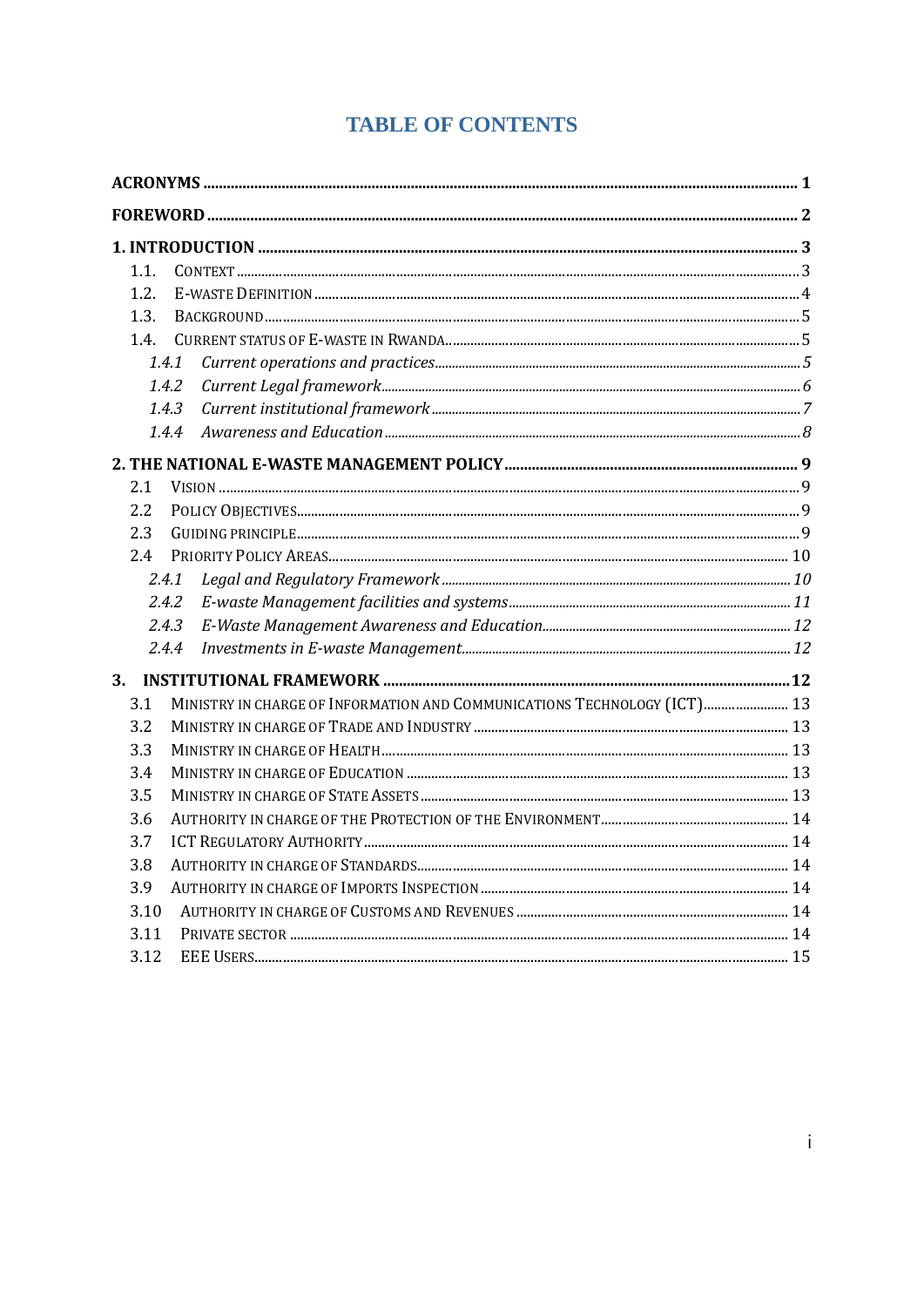# TABLE OF CONTENTS

**ACRONYMS** ..... 1

**FOREWORD** ..... 2

**1. INTRODUCTION** ..... 3

- 1.1. CONTEXT ..... 3
- 1.2. E-WASTE DEFINITION ..... 4
- 1.3. BACKGROUND ..... 5
- 1.4. CURRENT STATUS OF E-WASTE IN RWANDA ..... 5
  - *1.4.1 Current operations and practices* ..... 5
  - *1.4.2 Current Legal framework* ..... 6
  - *1.4.3 Current institutional framework* ..... 7
  - *1.4.4 Awareness and Education* ..... 8

**2. THE NATIONAL E-WASTE MANAGEMENT POLICY** ..... 9

- 2.1 VISION ..... 9
- 2.2 POLICY OBJECTIVES ..... 9
- 2.3 GUIDING PRINCIPLE ..... 9
- 2.4 PRIORITY POLICY AREAS ..... 10
  - *2.4.1 Legal and Regulatory Framework* ..... 10
  - *2.4.2 E-waste Management facilities and systems* ..... 11
  - *2.4.3 E-Waste Management Awareness and Education* ..... 12
  - *2.4.4 Investments in E-waste Management* ..... 12

**3. INSTITUTIONAL FRAMEWORK** ..... 12

- 3.1 MINISTRY IN CHARGE OF INFORMATION AND COMMUNICATIONS TECHNOLOGY (ICT) ..... 13
- 3.2 MINISTRY IN CHARGE OF TRADE AND INDUSTRY ..... 13
- 3.3 MINISTRY IN CHARGE OF HEALTH ..... 13
- 3.4 MINISTRY IN CHARGE OF EDUCATION ..... 13
- 3.5 MINISTRY IN CHARGE OF STATE ASSETS ..... 13
- 3.6 AUTHORITY IN CHARGE OF THE PROTECTION OF THE ENVIRONMENT ..... 14
- 3.7 ICT REGULATORY AUTHORITY ..... 14
- 3.8 AUTHORITY IN CHARGE OF STANDARDS ..... 14
- 3.9 AUTHORITY IN CHARGE OF IMPORTS INSPECTION ..... 14
- 3.10 AUTHORITY IN CHARGE OF CUSTOMS AND REVENUES ..... 14
- 3.11 PRIVATE SECTOR ..... 14
- 3.12 EEE USERS ..... 15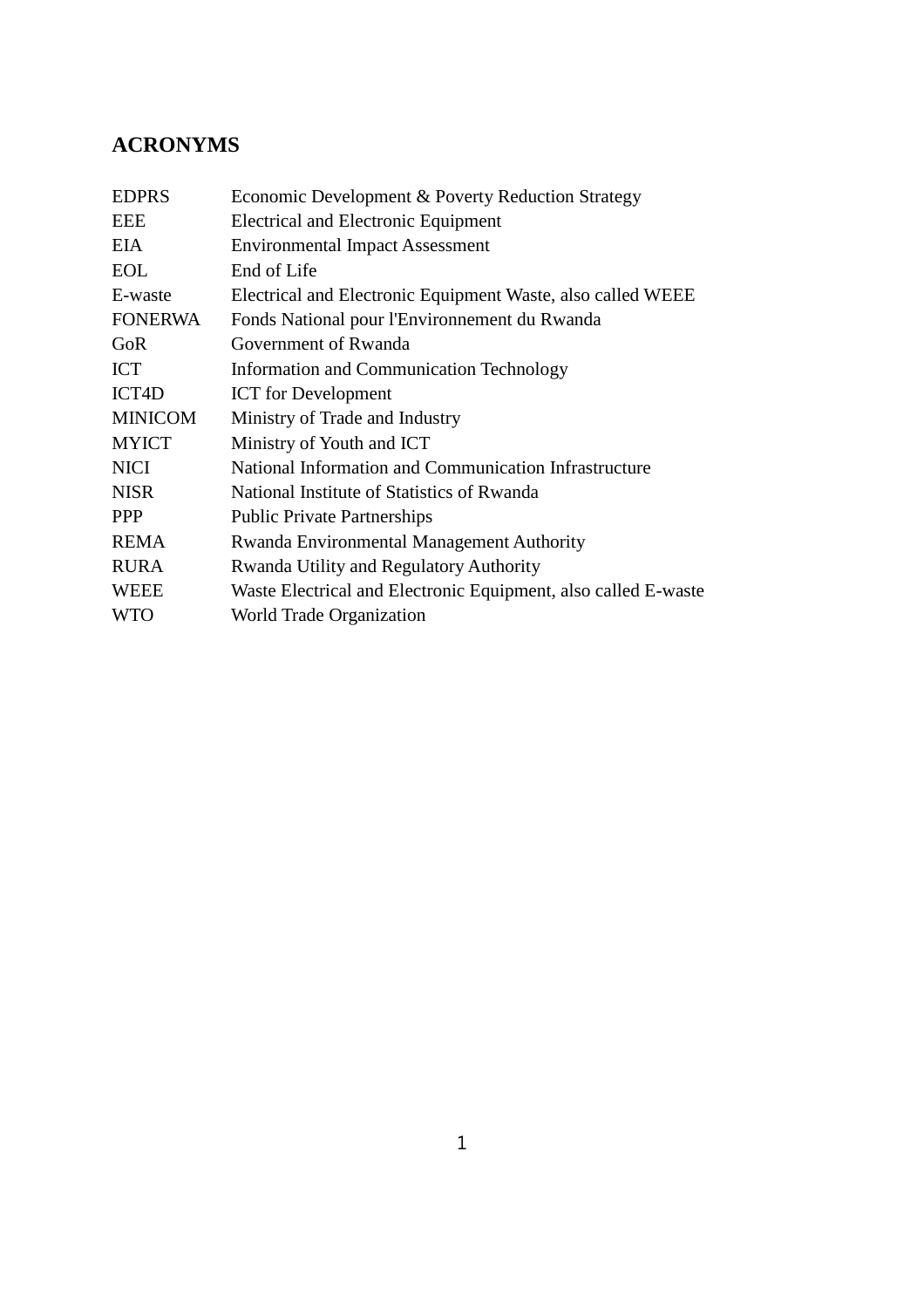## ACRONYMS

| | |
|---|---|
| EDPRS | Economic Development & Poverty Reduction Strategy |
| EEE | Electrical and Electronic Equipment |
| EIA | Environmental Impact Assessment |
| EOL | End of Life |
| E-waste | Electrical and Electronic Equipment Waste, also called WEEE |
| FONERWA | Fonds National pour l'Environnement du Rwanda |
| GoR | Government of Rwanda |
| ICT | Information and Communication Technology |
| ICT4D | ICT for Development |
| MINICOM | Ministry of Trade and Industry |
| MYICT | Ministry of Youth and ICT |
| NICI | National Information and Communication Infrastructure |
| NISR | National Institute of Statistics of Rwanda |
| PPP | Public Private Partnerships |
| REMA | Rwanda Environmental Management Authority |
| RURA | Rwanda Utility and Regulatory Authority |
| WEEE | Waste Electrical and Electronic Equipment, also called E-waste |
| WTO | World Trade Organization |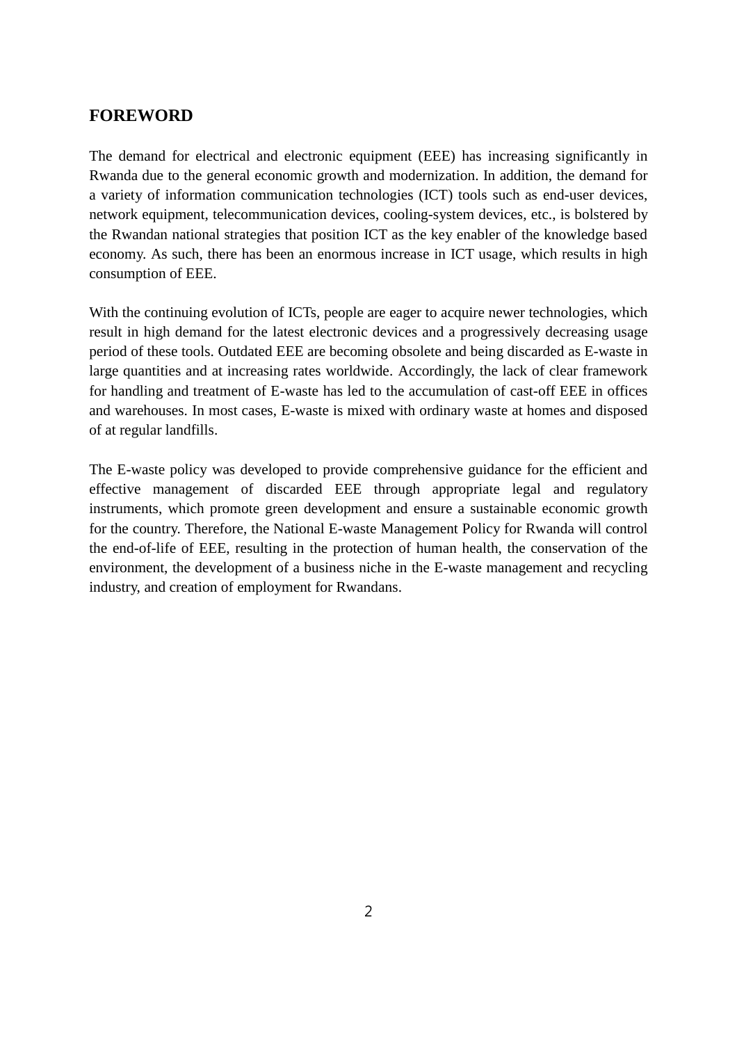## FOREWORD

The demand for electrical and electronic equipment (EEE) has increasing significantly in Rwanda due to the general economic growth and modernization. In addition, the demand for a variety of information communication technologies (ICT) tools such as end-user devices, network equipment, telecommunication devices, cooling-system devices, etc., is bolstered by the Rwandan national strategies that position ICT as the key enabler of the knowledge based economy. As such, there has been an enormous increase in ICT usage, which results in high consumption of EEE.

With the continuing evolution of ICTs, people are eager to acquire newer technologies, which result in high demand for the latest electronic devices and a progressively decreasing usage period of these tools. Outdated EEE are becoming obsolete and being discarded as E-waste in large quantities and at increasing rates worldwide. Accordingly, the lack of clear framework for handling and treatment of E-waste has led to the accumulation of cast-off EEE in offices and warehouses. In most cases, E-waste is mixed with ordinary waste at homes and disposed of at regular landfills.

The E-waste policy was developed to provide comprehensive guidance for the efficient and effective management of discarded EEE through appropriate legal and regulatory instruments, which promote green development and ensure a sustainable economic growth for the country. Therefore, the National E-waste Management Policy for Rwanda will control the end-of-life of EEE, resulting in the protection of human health, the conservation of the environment, the development of a business niche in the E-waste management and recycling industry, and creation of employment for Rwandans.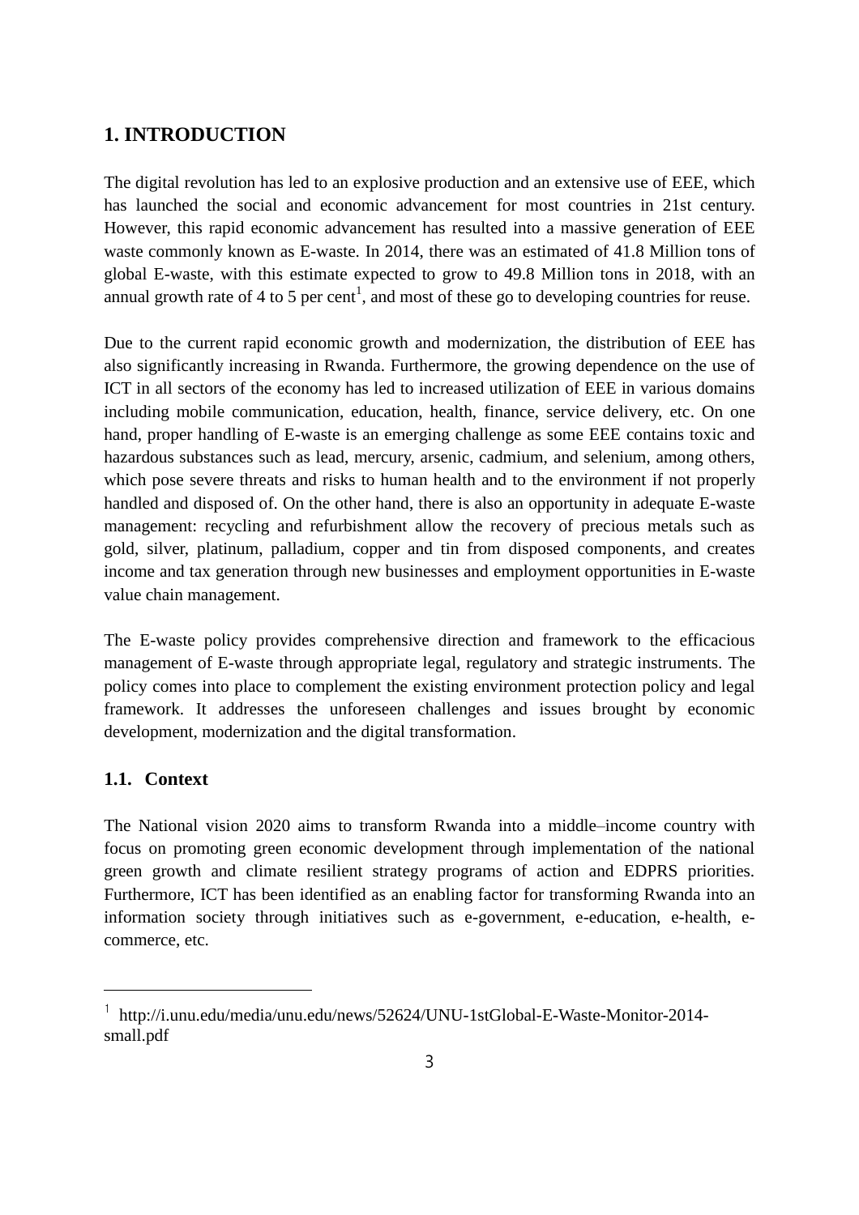# 1. INTRODUCTION

The digital revolution has led to an explosive production and an extensive use of EEE, which has launched the social and economic advancement for most countries in 21st century. However, this rapid economic advancement has resulted into a massive generation of EEE waste commonly known as E-waste. In 2014, there was an estimated of 41.8 Million tons of global E-waste, with this estimate expected to grow to 49.8 Million tons in 2018, with an annual growth rate of 4 to 5 per cent[1], and most of these go to developing countries for reuse.

Due to the current rapid economic growth and modernization, the distribution of EEE has also significantly increasing in Rwanda. Furthermore, the growing dependence on the use of ICT in all sectors of the economy has led to increased utilization of EEE in various domains including mobile communication, education, health, finance, service delivery, etc. On one hand, proper handling of E-waste is an emerging challenge as some EEE contains toxic and hazardous substances such as lead, mercury, arsenic, cadmium, and selenium, among others, which pose severe threats and risks to human health and to the environment if not properly handled and disposed of. On the other hand, there is also an opportunity in adequate E-waste management: recycling and refurbishment allow the recovery of precious metals such as gold, silver, platinum, palladium, copper and tin from disposed components, and creates income and tax generation through new businesses and employment opportunities in E-waste value chain management.

The E-waste policy provides comprehensive direction and framework to the efficacious management of E-waste through appropriate legal, regulatory and strategic instruments. The policy comes into place to complement the existing environment protection policy and legal framework. It addresses the unforeseen challenges and issues brought by economic development, modernization and the digital transformation.

## 1.1. Context

The National vision 2020 aims to transform Rwanda into a middle–income country with focus on promoting green economic development through implementation of the national green growth and climate resilient strategy programs of action and EDPRS priorities. Furthermore, ICT has been identified as an enabling factor for transforming Rwanda into an information society through initiatives such as e-government, e-education, e-health, e-commerce, etc.

---

[1] http://i.unu.edu/media/unu.edu/news/52624/UNU-1stGlobal-E-Waste-Monitor-2014-small.pdf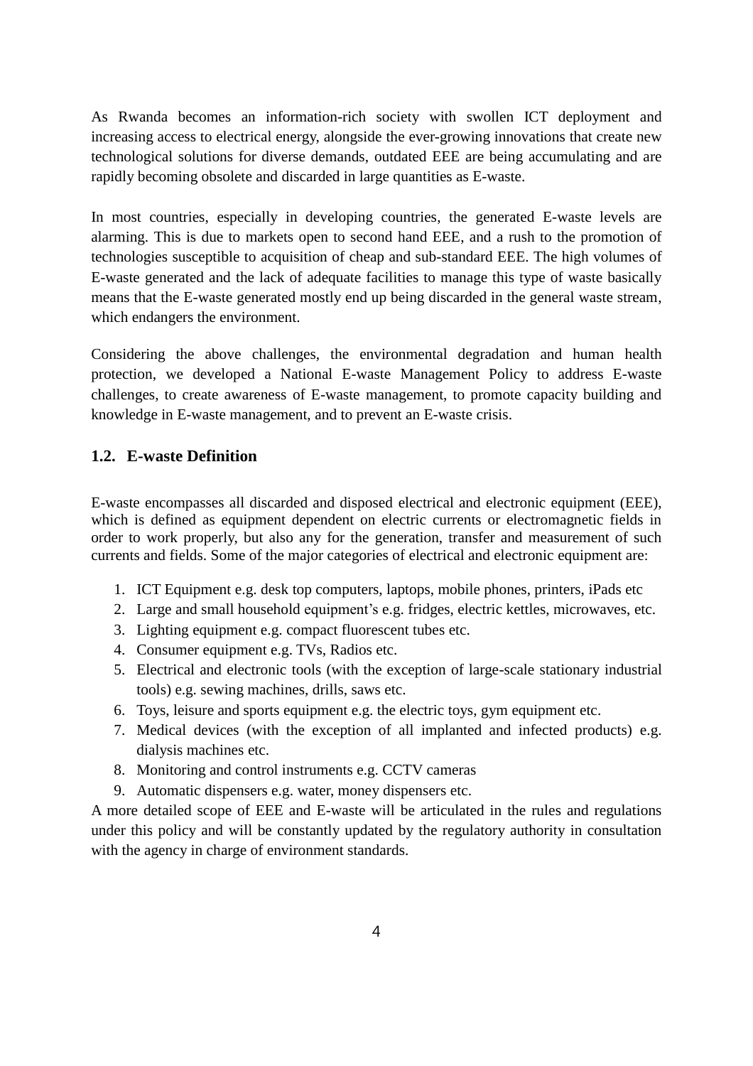As Rwanda becomes an information-rich society with swollen ICT deployment and increasing access to electrical energy, alongside the ever-growing innovations that create new technological solutions for diverse demands, outdated EEE are being accumulating and are rapidly becoming obsolete and discarded in large quantities as E-waste.

In most countries, especially in developing countries, the generated E-waste levels are alarming. This is due to markets open to second hand EEE, and a rush to the promotion of technologies susceptible to acquisition of cheap and sub-standard EEE. The high volumes of E-waste generated and the lack of adequate facilities to manage this type of waste basically means that the E-waste generated mostly end up being discarded in the general waste stream, which endangers the environment.

Considering the above challenges, the environmental degradation and human health protection, we developed a National E-waste Management Policy to address E-waste challenges, to create awareness of E-waste management, to promote capacity building and knowledge in E-waste management, and to prevent an E-waste crisis.

## 1.2. E-waste Definition

E-waste encompasses all discarded and disposed electrical and electronic equipment (EEE), which is defined as equipment dependent on electric currents or electromagnetic fields in order to work properly, but also any for the generation, transfer and measurement of such currents and fields. Some of the major categories of electrical and electronic equipment are:

1. ICT Equipment e.g. desk top computers, laptops, mobile phones, printers, iPads etc
2. Large and small household equipment's e.g. fridges, electric kettles, microwaves, etc.
3. Lighting equipment e.g. compact fluorescent tubes etc.
4. Consumer equipment e.g. TVs, Radios etc.
5. Electrical and electronic tools (with the exception of large-scale stationary industrial tools) e.g. sewing machines, drills, saws etc.
6. Toys, leisure and sports equipment e.g. the electric toys, gym equipment etc.
7. Medical devices (with the exception of all implanted and infected products) e.g. dialysis machines etc.
8. Monitoring and control instruments e.g. CCTV cameras
9. Automatic dispensers e.g. water, money dispensers etc.

A more detailed scope of EEE and E-waste will be articulated in the rules and regulations under this policy and will be constantly updated by the regulatory authority in consultation with the agency in charge of environment standards.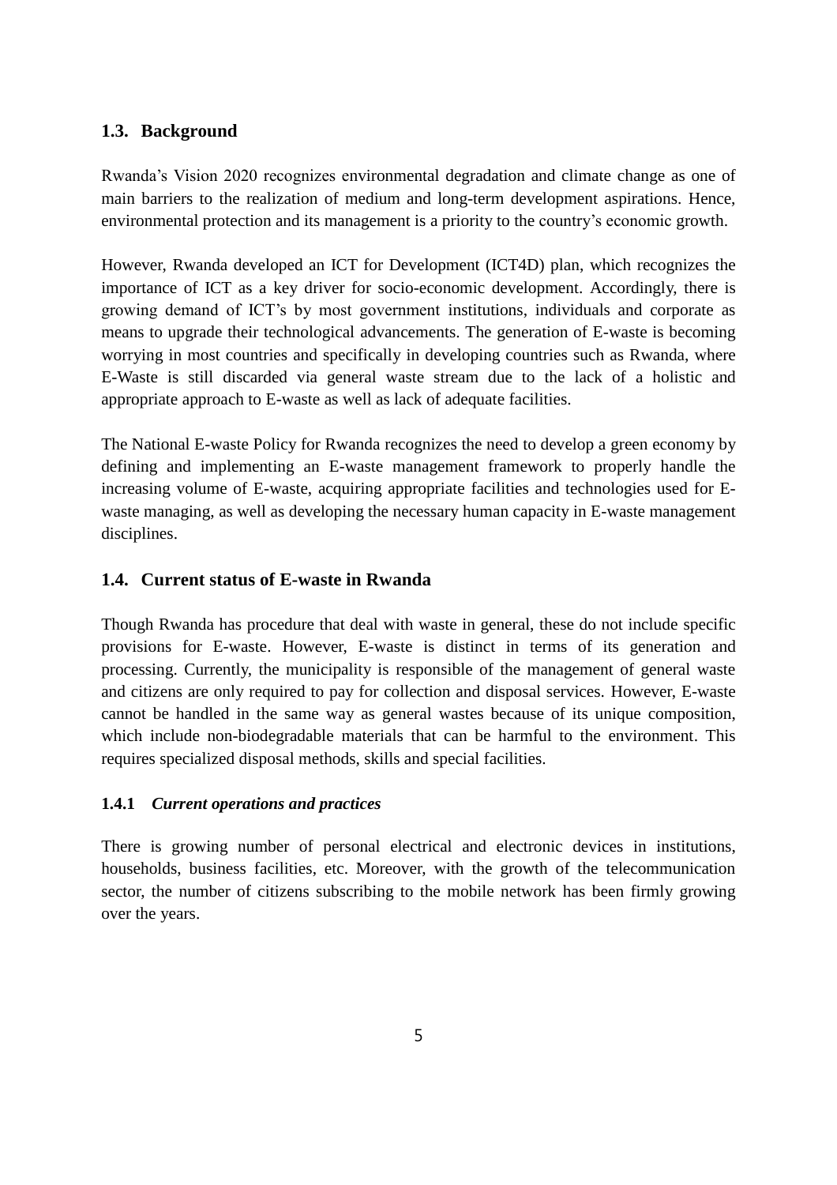## 1.3. Background

Rwanda's Vision 2020 recognizes environmental degradation and climate change as one of main barriers to the realization of medium and long-term development aspirations. Hence, environmental protection and its management is a priority to the country's economic growth.

However, Rwanda developed an ICT for Development (ICT4D) plan, which recognizes the importance of ICT as a key driver for socio-economic development. Accordingly, there is growing demand of ICT's by most government institutions, individuals and corporate as means to upgrade their technological advancements. The generation of E-waste is becoming worrying in most countries and specifically in developing countries such as Rwanda, where E-Waste is still discarded via general waste stream due to the lack of a holistic and appropriate approach to E-waste as well as lack of adequate facilities.

The National E-waste Policy for Rwanda recognizes the need to develop a green economy by defining and implementing an E-waste management framework to properly handle the increasing volume of E-waste, acquiring appropriate facilities and technologies used for E-waste managing, as well as developing the necessary human capacity in E-waste management disciplines.

## 1.4. Current status of E-waste in Rwanda

Though Rwanda has procedure that deal with waste in general, these do not include specific provisions for E-waste. However, E-waste is distinct in terms of its generation and processing. Currently, the municipality is responsible of the management of general waste and citizens are only required to pay for collection and disposal services. However, E-waste cannot be handled in the same way as general wastes because of its unique composition, which include non-biodegradable materials that can be harmful to the environment. This requires specialized disposal methods, skills and special facilities.

### 1.4.1 *Current operations and practices*

There is growing number of personal electrical and electronic devices in institutions, households, business facilities, etc. Moreover, with the growth of the telecommunication sector, the number of citizens subscribing to the mobile network has been firmly growing over the years.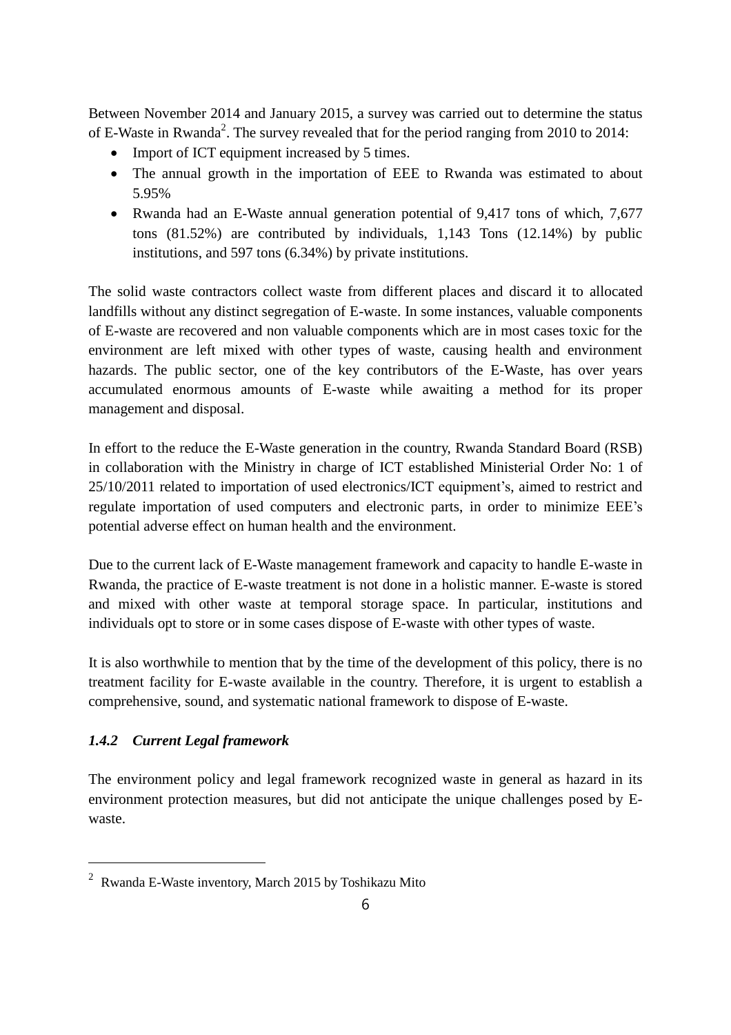Between November 2014 and January 2015, a survey was carried out to determine the status of E-Waste in Rwanda[2]. The survey revealed that for the period ranging from 2010 to 2014:

- Import of ICT equipment increased by 5 times.
- The annual growth in the importation of EEE to Rwanda was estimated to about 5.95%
- Rwanda had an E-Waste annual generation potential of 9,417 tons of which, 7,677 tons (81.52%) are contributed by individuals, 1,143 Tons (12.14%) by public institutions, and 597 tons (6.34%) by private institutions.

The solid waste contractors collect waste from different places and discard it to allocated landfills without any distinct segregation of E-waste. In some instances, valuable components of E-waste are recovered and non valuable components which are in most cases toxic for the environment are left mixed with other types of waste, causing health and environment hazards. The public sector, one of the key contributors of the E-Waste, has over years accumulated enormous amounts of E-waste while awaiting a method for its proper management and disposal.

In effort to the reduce the E-Waste generation in the country, Rwanda Standard Board (RSB) in collaboration with the Ministry in charge of ICT established Ministerial Order No: 1 of 25/10/2011 related to importation of used electronics/ICT equipment's, aimed to restrict and regulate importation of used computers and electronic parts, in order to minimize EEE's potential adverse effect on human health and the environment.

Due to the current lack of E-Waste management framework and capacity to handle E-waste in Rwanda, the practice of E-waste treatment is not done in a holistic manner. E-waste is stored and mixed with other waste at temporal storage space. In particular, institutions and individuals opt to store or in some cases dispose of E-waste with other types of waste.

It is also worthwhile to mention that by the time of the development of this policy, there is no treatment facility for E-waste available in the country. Therefore, it is urgent to establish a comprehensive, sound, and systematic national framework to dispose of E-waste.

### *1.4.2 Current Legal framework*

The environment policy and legal framework recognized waste in general as hazard in its environment protection measures, but did not anticipate the unique challenges posed by E-waste.

---

[2] Rwanda E-Waste inventory, March 2015 by Toshikazu Mito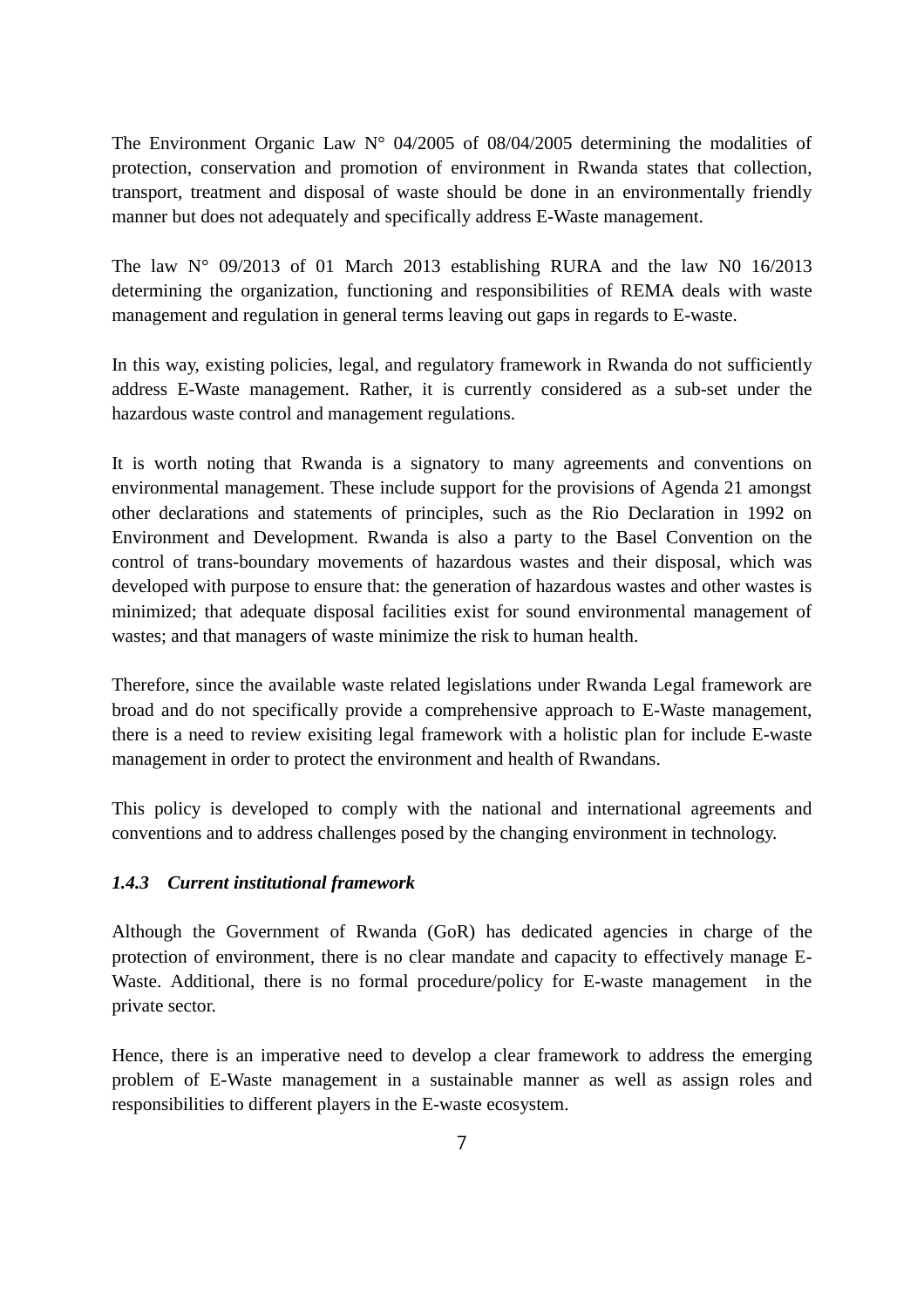The Environment Organic Law N° 04/2005 of 08/04/2005 determining the modalities of protection, conservation and promotion of environment in Rwanda states that collection, transport, treatment and disposal of waste should be done in an environmentally friendly manner but does not adequately and specifically address E-Waste management.

The law N° 09/2013 of 01 March 2013 establishing RURA and the law N0 16/2013 determining the organization, functioning and responsibilities of REMA deals with waste management and regulation in general terms leaving out gaps in regards to E-waste.

In this way, existing policies, legal, and regulatory framework in Rwanda do not sufficiently address E-Waste management. Rather, it is currently considered as a sub-set under the hazardous waste control and management regulations.

It is worth noting that Rwanda is a signatory to many agreements and conventions on environmental management. These include support for the provisions of Agenda 21 amongst other declarations and statements of principles, such as the Rio Declaration in 1992 on Environment and Development. Rwanda is also a party to the Basel Convention on the control of trans-boundary movements of hazardous wastes and their disposal, which was developed with purpose to ensure that: the generation of hazardous wastes and other wastes is minimized; that adequate disposal facilities exist for sound environmental management of wastes; and that managers of waste minimize the risk to human health.

Therefore, since the available waste related legislations under Rwanda Legal framework are broad and do not specifically provide a comprehensive approach to E-Waste management, there is a need to review exisiting legal framework with a holistic plan for include E-waste management in order to protect the environment and health of Rwandans.

This policy is developed to comply with the national and international agreements and conventions and to address challenges posed by the changing environment in technology.

### *1.4.3 Current institutional framework*

Although the Government of Rwanda (GoR) has dedicated agencies in charge of the protection of environment, there is no clear mandate and capacity to effectively manage E-Waste. Additional, there is no formal procedure/policy for E-waste management in the private sector.

Hence, there is an imperative need to develop a clear framework to address the emerging problem of E-Waste management in a sustainable manner as well as assign roles and responsibilities to different players in the E-waste ecosystem.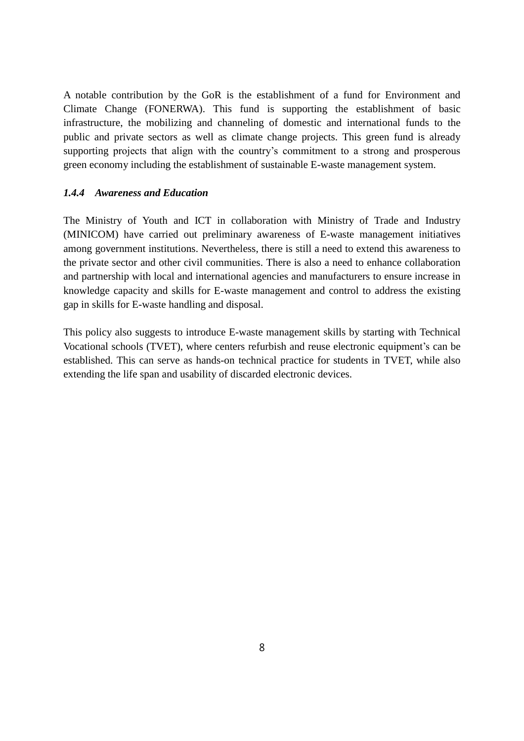A notable contribution by the GoR is the establishment of a fund for Environment and Climate Change (FONERWA). This fund is supporting the establishment of basic infrastructure, the mobilizing and channeling of domestic and international funds to the public and private sectors as well as climate change projects. This green fund is already supporting projects that align with the country's commitment to a strong and prosperous green economy including the establishment of sustainable E-waste management system.

#### *1.4.4 Awareness and Education*

The Ministry of Youth and ICT in collaboration with Ministry of Trade and Industry (MINICOM) have carried out preliminary awareness of E-waste management initiatives among government institutions. Nevertheless, there is still a need to extend this awareness to the private sector and other civil communities. There is also a need to enhance collaboration and partnership with local and international agencies and manufacturers to ensure increase in knowledge capacity and skills for E-waste management and control to address the existing gap in skills for E-waste handling and disposal.

This policy also suggests to introduce E-waste management skills by starting with Technical Vocational schools (TVET), where centers refurbish and reuse electronic equipment's can be established. This can serve as hands-on technical practice for students in TVET, while also extending the life span and usability of discarded electronic devices.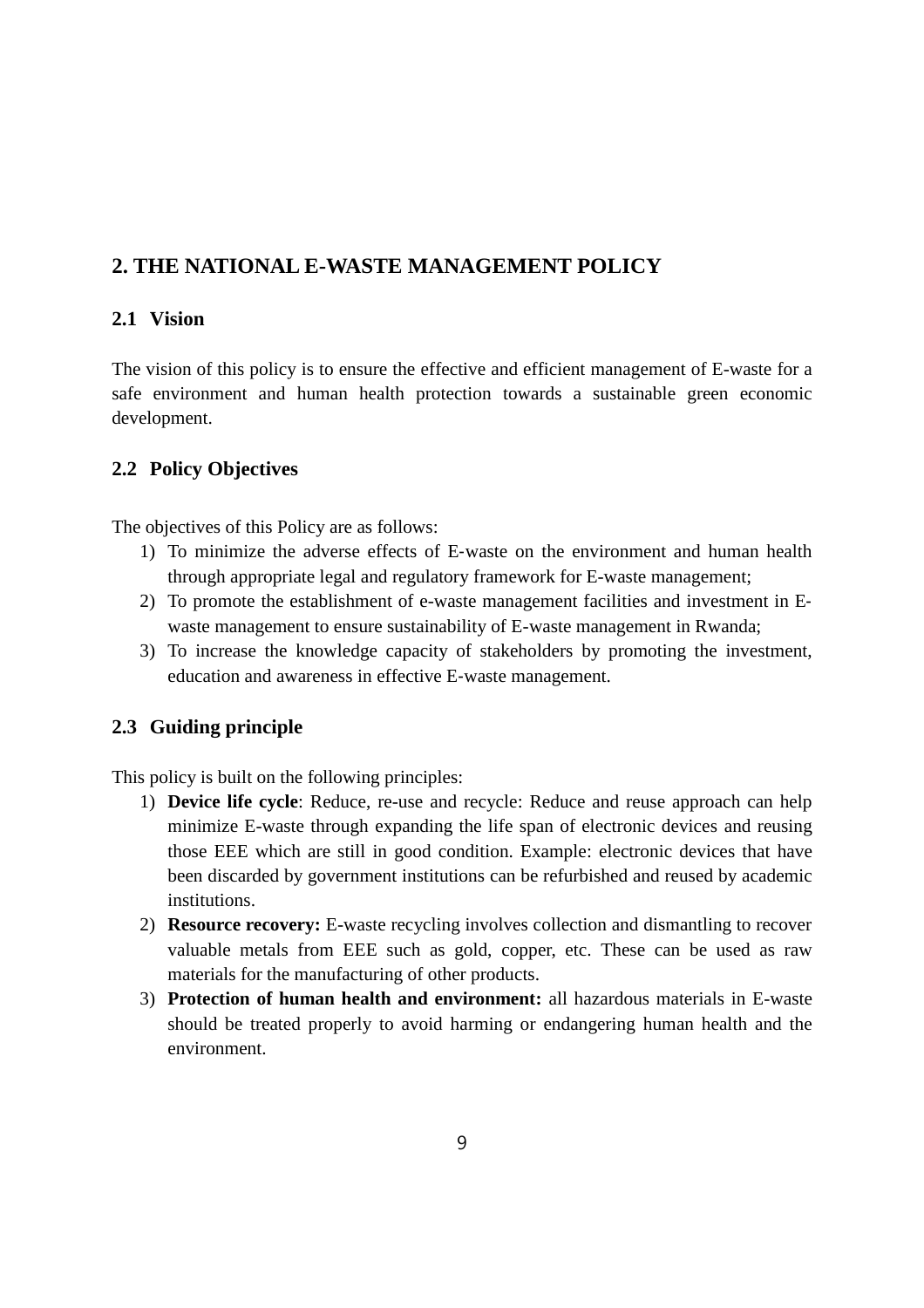## 2. THE NATIONAL E-WASTE MANAGEMENT POLICY

### 2.1 Vision

The vision of this policy is to ensure the effective and efficient management of E-waste for a safe environment and human health protection towards a sustainable green economic development.

### 2.2 Policy Objectives

The objectives of this Policy are as follows:

1) To minimize the adverse effects of E-waste on the environment and human health through appropriate legal and regulatory framework for E-waste management;
2) To promote the establishment of e-waste management facilities and investment in E-waste management to ensure sustainability of E-waste management in Rwanda;
3) To increase the knowledge capacity of stakeholders by promoting the investment, education and awareness in effective E-waste management.

### 2.3 Guiding principle

This policy is built on the following principles:

1) **Device life cycle**: Reduce, re-use and recycle: Reduce and reuse approach can help minimize E-waste through expanding the life span of electronic devices and reusing those EEE which are still in good condition. Example: electronic devices that have been discarded by government institutions can be refurbished and reused by academic institutions.
2) **Resource recovery:** E-waste recycling involves collection and dismantling to recover valuable metals from EEE such as gold, copper, etc. These can be used as raw materials for the manufacturing of other products.
3) **Protection of human health and environment:** all hazardous materials in E-waste should be treated properly to avoid harming or endangering human health and the environment.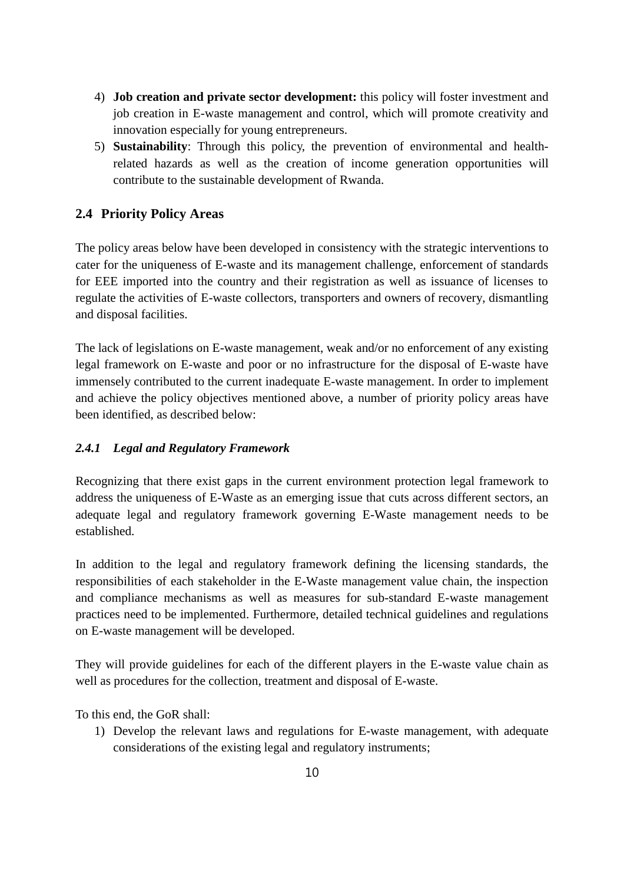4) **Job creation and private sector development:** this policy will foster investment and job creation in E-waste management and control, which will promote creativity and innovation especially for young entrepreneurs.
5) **Sustainability**: Through this policy, the prevention of environmental and health-related hazards as well as the creation of income generation opportunities will contribute to the sustainable development of Rwanda.

## 2.4 Priority Policy Areas

The policy areas below have been developed in consistency with the strategic interventions to cater for the uniqueness of E-waste and its management challenge, enforcement of standards for EEE imported into the country and their registration as well as issuance of licenses to regulate the activities of E-waste collectors, transporters and owners of recovery, dismantling and disposal facilities.

The lack of legislations on E-waste management, weak and/or no enforcement of any existing legal framework on E-waste and poor or no infrastructure for the disposal of E-waste have immensely contributed to the current inadequate E-waste management. In order to implement and achieve the policy objectives mentioned above, a number of priority policy areas have been identified, as described below:

### *2.4.1 Legal and Regulatory Framework*

Recognizing that there exist gaps in the current environment protection legal framework to address the uniqueness of E-Waste as an emerging issue that cuts across different sectors, an adequate legal and regulatory framework governing E-Waste management needs to be established.

In addition to the legal and regulatory framework defining the licensing standards, the responsibilities of each stakeholder in the E-Waste management value chain, the inspection and compliance mechanisms as well as measures for sub-standard E-waste management practices need to be implemented. Furthermore, detailed technical guidelines and regulations on E-waste management will be developed.

They will provide guidelines for each of the different players in the E-waste value chain as well as procedures for the collection, treatment and disposal of E-waste.

To this end, the GoR shall:

1) Develop the relevant laws and regulations for E-waste management, with adequate considerations of the existing legal and regulatory instruments;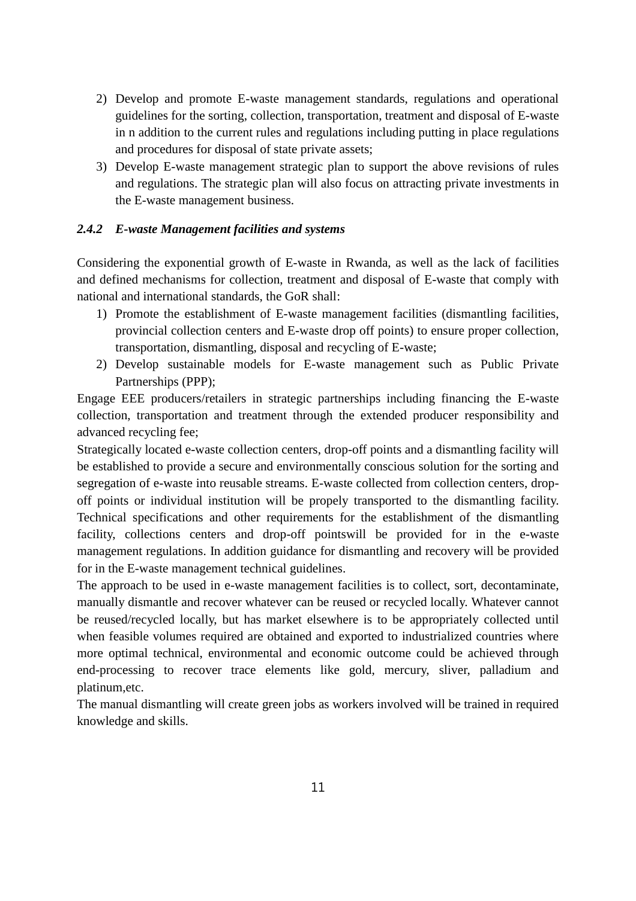2) Develop and promote E-waste management standards, regulations and operational guidelines for the sorting, collection, transportation, treatment and disposal of E-waste in n addition to the current rules and regulations including putting in place regulations and procedures for disposal of state private assets;
3) Develop E-waste management strategic plan to support the above revisions of rules and regulations. The strategic plan will also focus on attracting private investments in the E-waste management business.

### *2.4.2 E-waste Management facilities and systems*

Considering the exponential growth of E-waste in Rwanda, as well as the lack of facilities and defined mechanisms for collection, treatment and disposal of E-waste that comply with national and international standards, the GoR shall:

1) Promote the establishment of E-waste management facilities (dismantling facilities, provincial collection centers and E-waste drop off points) to ensure proper collection, transportation, dismantling, disposal and recycling of E-waste;
2) Develop sustainable models for E-waste management such as Public Private Partnerships (PPP);

Engage EEE producers/retailers in strategic partnerships including financing the E-waste collection, transportation and treatment through the extended producer responsibility and advanced recycling fee;

Strategically located e-waste collection centers, drop-off points and a dismantling facility will be established to provide a secure and environmentally conscious solution for the sorting and segregation of e-waste into reusable streams. E-waste collected from collection centers, drop-off points or individual institution will be propely transported to the dismantling facility. Technical specifications and other requirements for the establishment of the dismantling facility, collections centers and drop-off pointswill be provided for in the e-waste management regulations. In addition guidance for dismantling and recovery will be provided for in the E-waste management technical guidelines.

The approach to be used in e-waste management facilities is to collect, sort, decontaminate, manually dismantle and recover whatever can be reused or recycled locally. Whatever cannot be reused/recycled locally, but has market elsewhere is to be appropriately collected until when feasible volumes required are obtained and exported to industrialized countries where more optimal technical, environmental and economic outcome could be achieved through end-processing to recover trace elements like gold, mercury, sliver, palladium and platinum,etc.

The manual dismantling will create green jobs as workers involved will be trained in required knowledge and skills.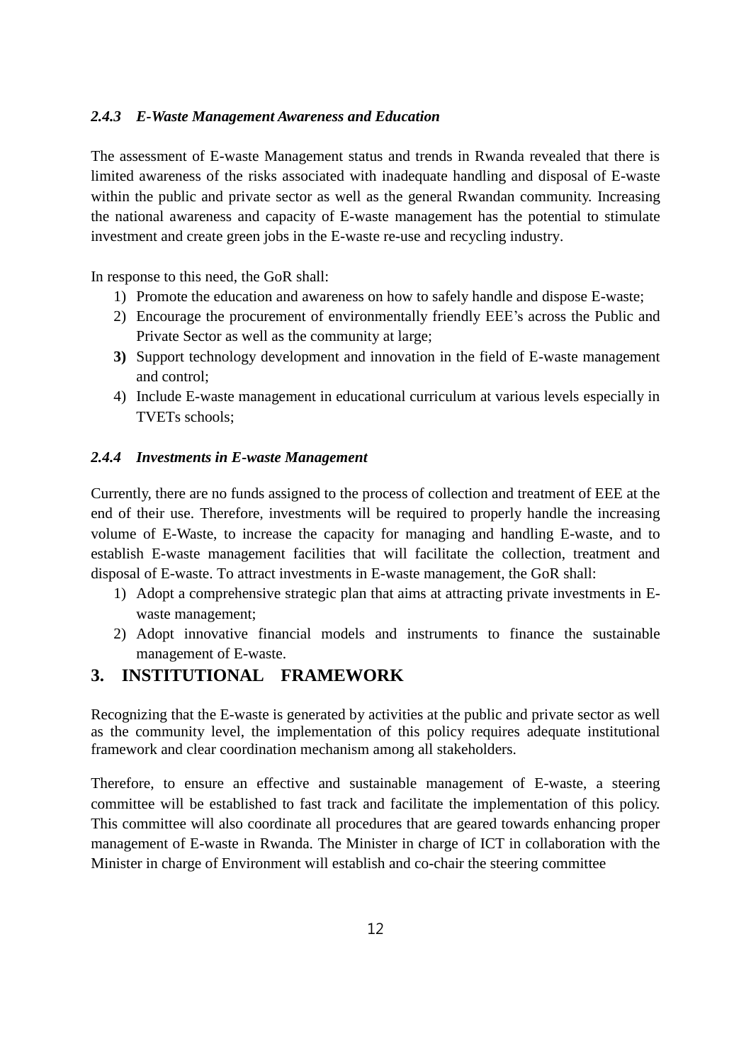#### *2.4.3 E-Waste Management Awareness and Education*

The assessment of E-waste Management status and trends in Rwanda revealed that there is limited awareness of the risks associated with inadequate handling and disposal of E-waste within the public and private sector as well as the general Rwandan community. Increasing the national awareness and capacity of E-waste management has the potential to stimulate investment and create green jobs in the E-waste re-use and recycling industry.

In response to this need, the GoR shall:

1) Promote the education and awareness on how to safely handle and dispose E-waste;
2) Encourage the procurement of environmentally friendly EEE's across the Public and Private Sector as well as the community at large;
3) Support technology development and innovation in the field of E-waste management and control;
4) Include E-waste management in educational curriculum at various levels especially in TVETs schools;

#### *2.4.4 Investments in E-waste Management*

Currently, there are no funds assigned to the process of collection and treatment of EEE at the end of their use. Therefore, investments will be required to properly handle the increasing volume of E-Waste, to increase the capacity for managing and handling E-waste, and to establish E-waste management facilities that will facilitate the collection, treatment and disposal of E-waste. To attract investments in E-waste management, the GoR shall:

1) Adopt a comprehensive strategic plan that aims at attracting private investments in E-waste management;
2) Adopt innovative financial models and instruments to finance the sustainable management of E-waste.

## 3. INSTITUTIONAL FRAMEWORK

Recognizing that the E-waste is generated by activities at the public and private sector as well as the community level, the implementation of this policy requires adequate institutional framework and clear coordination mechanism among all stakeholders.

Therefore, to ensure an effective and sustainable management of E-waste, a steering committee will be established to fast track and facilitate the implementation of this policy. This committee will also coordinate all procedures that are geared towards enhancing proper management of E-waste in Rwanda. The Minister in charge of ICT in collaboration with the Minister in charge of Environment will establish and co-chair the steering committee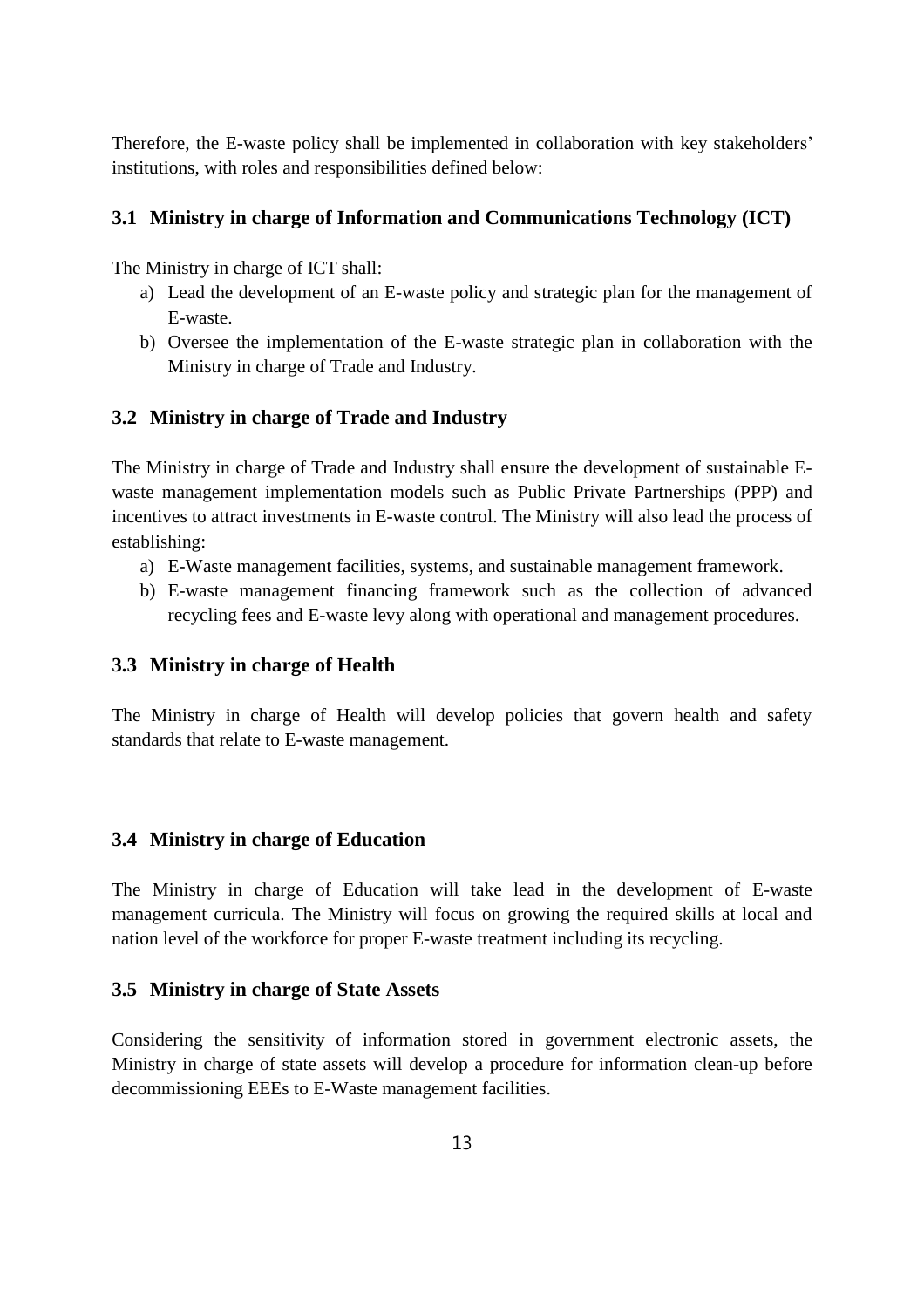Therefore, the E-waste policy shall be implemented in collaboration with key stakeholders' institutions, with roles and responsibilities defined below:

### 3.1 Ministry in charge of Information and Communications Technology (ICT)

The Ministry in charge of ICT shall:

a) Lead the development of an E-waste policy and strategic plan for the management of E-waste.
b) Oversee the implementation of the E-waste strategic plan in collaboration with the Ministry in charge of Trade and Industry.

### 3.2 Ministry in charge of Trade and Industry

The Ministry in charge of Trade and Industry shall ensure the development of sustainable E-waste management implementation models such as Public Private Partnerships (PPP) and incentives to attract investments in E-waste control. The Ministry will also lead the process of establishing:

a) E-Waste management facilities, systems, and sustainable management framework.
b) E-waste management financing framework such as the collection of advanced recycling fees and E-waste levy along with operational and management procedures.

### 3.3 Ministry in charge of Health

The Ministry in charge of Health will develop policies that govern health and safety standards that relate to E-waste management.

### 3.4 Ministry in charge of Education

The Ministry in charge of Education will take lead in the development of E-waste management curricula. The Ministry will focus on growing the required skills at local and nation level of the workforce for proper E-waste treatment including its recycling.

### 3.5 Ministry in charge of State Assets

Considering the sensitivity of information stored in government electronic assets, the Ministry in charge of state assets will develop a procedure for information clean-up before decommissioning EEEs to E-Waste management facilities.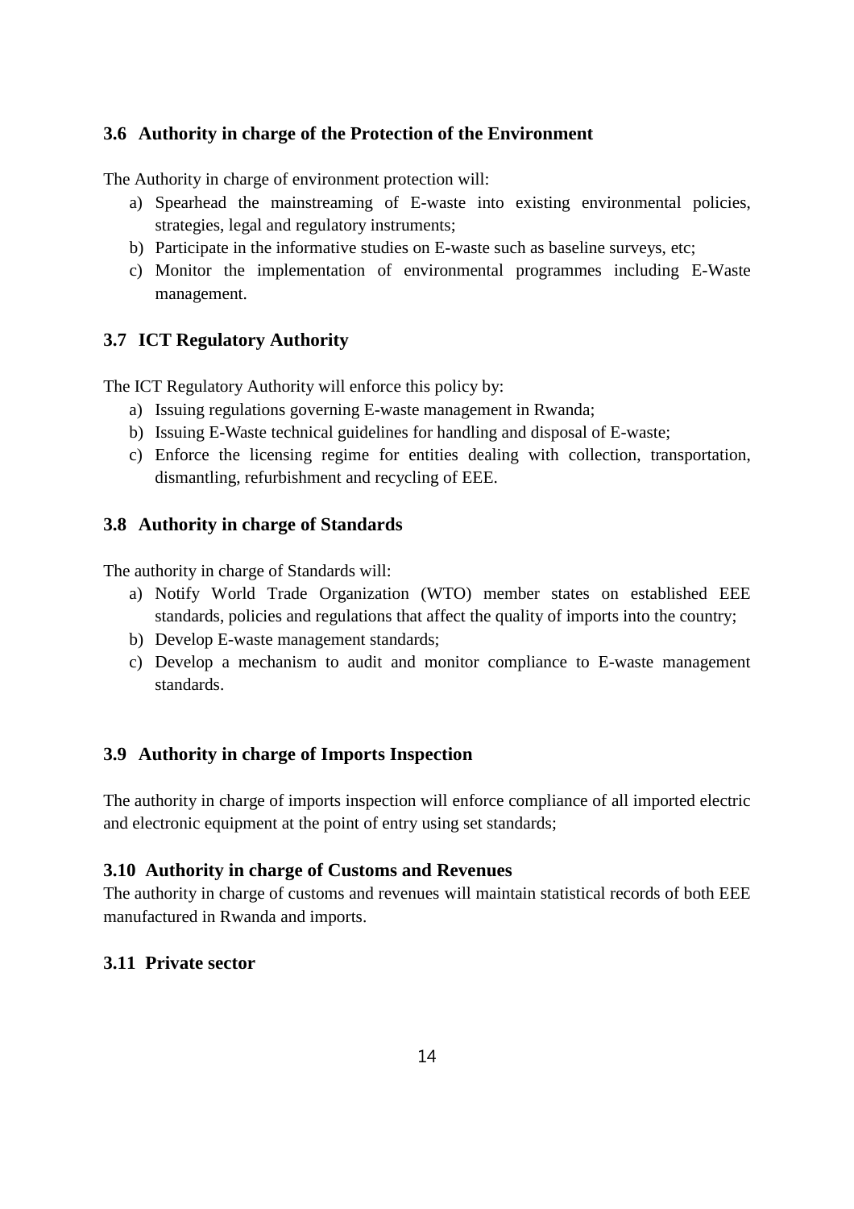### 3.6 Authority in charge of the Protection of the Environment

The Authority in charge of environment protection will:

a) Spearhead the mainstreaming of E-waste into existing environmental policies, strategies, legal and regulatory instruments;
b) Participate in the informative studies on E-waste such as baseline surveys, etc;
c) Monitor the implementation of environmental programmes including E-Waste management.

### 3.7 ICT Regulatory Authority

The ICT Regulatory Authority will enforce this policy by:

a) Issuing regulations governing E-waste management in Rwanda;
b) Issuing E-Waste technical guidelines for handling and disposal of E-waste;
c) Enforce the licensing regime for entities dealing with collection, transportation, dismantling, refurbishment and recycling of EEE.

### 3.8 Authority in charge of Standards

The authority in charge of Standards will:

a) Notify World Trade Organization (WTO) member states on established EEE standards, policies and regulations that affect the quality of imports into the country;
b) Develop E-waste management standards;
c) Develop a mechanism to audit and monitor compliance to E-waste management standards.

### 3.9 Authority in charge of Imports Inspection

The authority in charge of imports inspection will enforce compliance of all imported electric and electronic equipment at the point of entry using set standards;

### 3.10 Authority in charge of Customs and Revenues

The authority in charge of customs and revenues will maintain statistical records of both EEE manufactured in Rwanda and imports.

### 3.11 Private sector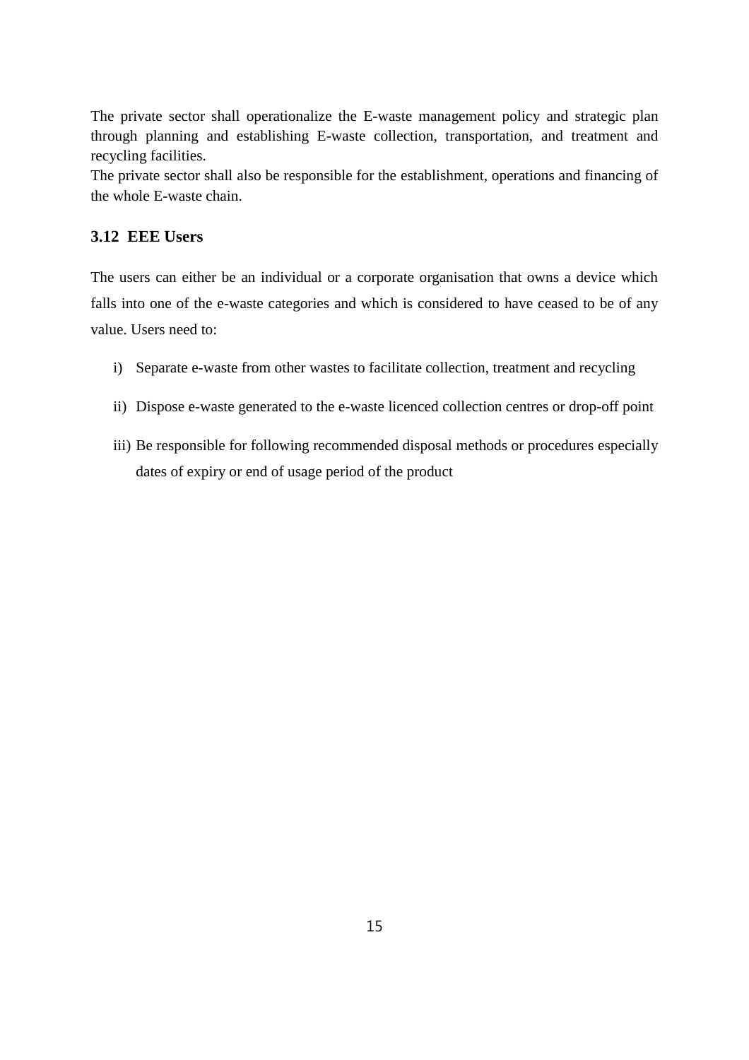The private sector shall operationalize the E-waste management policy and strategic plan through planning and establishing E-waste collection, transportation, and treatment and recycling facilities.
The private sector shall also be responsible for the establishment, operations and financing of the whole E-waste chain.

### 3.12 EEE Users

The users can either be an individual or a corporate organisation that owns a device which falls into one of the e-waste categories and which is considered to have ceased to be of any value. Users need to:

i) Separate e-waste from other wastes to facilitate collection, treatment and recycling

ii) Dispose e-waste generated to the e-waste licenced collection centres or drop-off point

iii) Be responsible for following recommended disposal methods or procedures especially dates of expiry or end of usage period of the product